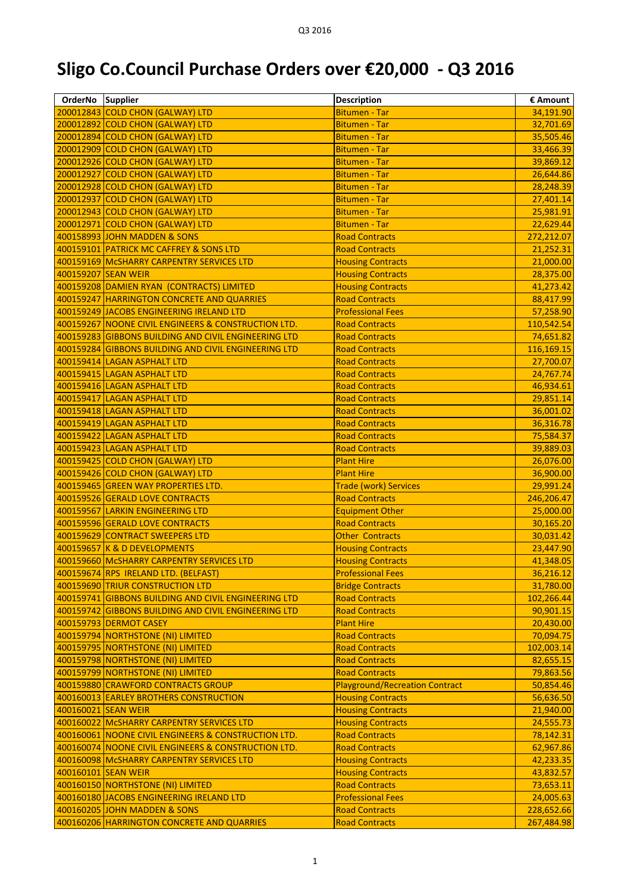# Sligo Co.Council Purchase Orders over €20,000 - Q3 2016

| OrderNo | Supplier | Description | € Amount |
|---|---|---|---|
| 200012843 | COLD CHON (GALWAY) LTD | Bitumen - Tar | 34,191.90 |
| 200012892 | COLD CHON (GALWAY) LTD | Bitumen - Tar | 32,701.69 |
| 200012894 | COLD CHON (GALWAY) LTD | Bitumen - Tar | 35,505.46 |
| 200012909 | COLD CHON (GALWAY) LTD | Bitumen - Tar | 33,466.39 |
| 200012926 | COLD CHON (GALWAY) LTD | Bitumen - Tar | 39,869.12 |
| 200012927 | COLD CHON (GALWAY) LTD | Bitumen - Tar | 26,644.86 |
| 200012928 | COLD CHON (GALWAY) LTD | Bitumen - Tar | 28,248.39 |
| 200012937 | COLD CHON (GALWAY) LTD | Bitumen - Tar | 27,401.14 |
| 200012943 | COLD CHON (GALWAY) LTD | Bitumen - Tar | 25,981.91 |
| 200012971 | COLD CHON (GALWAY) LTD | Bitumen - Tar | 22,629.44 |
| 400158993 | JOHN MADDEN & SONS | Road Contracts | 272,212.07 |
| 400159101 | PATRICK MC CAFFREY & SONS LTD | Road Contracts | 21,252.31 |
| 400159169 | McSHARRY CARPENTRY SERVICES LTD | Housing Contracts | 21,000.00 |
| 400159207 | SEAN WEIR | Housing Contracts | 28,375.00 |
| 400159208 | DAMIEN RYAN (CONTRACTS) LIMITED | Housing Contracts | 41,273.42 |
| 400159247 | HARRINGTON CONCRETE AND QUARRIES | Road Contracts | 88,417.99 |
| 400159249 | JACOBS ENGINEERING IRELAND LTD | Professional Fees | 57,258.90 |
| 400159267 | NOONE CIVIL ENGINEERS & CONSTRUCTION LTD. | Road Contracts | 110,542.54 |
| 400159283 | GIBBONS BUILDING AND CIVIL ENGINEERING LTD | Road Contracts | 74,651.82 |
| 400159284 | GIBBONS BUILDING AND CIVIL ENGINEERING LTD | Road Contracts | 116,169.15 |
| 400159414 | LAGAN ASPHALT LTD | Road Contracts | 27,700.07 |
| 400159415 | LAGAN ASPHALT LTD | Road Contracts | 24,767.74 |
| 400159416 | LAGAN ASPHALT LTD | Road Contracts | 46,934.61 |
| 400159417 | LAGAN ASPHALT LTD | Road Contracts | 29,851.14 |
| 400159418 | LAGAN ASPHALT LTD | Road Contracts | 36,001.02 |
| 400159419 | LAGAN ASPHALT LTD | Road Contracts | 36,316.78 |
| 400159422 | LAGAN ASPHALT LTD | Road Contracts | 75,584.37 |
| 400159423 | LAGAN ASPHALT LTD | Road Contracts | 39,889.03 |
| 400159425 | COLD CHON (GALWAY) LTD | Plant Hire | 26,076.00 |
| 400159426 | COLD CHON (GALWAY) LTD | Plant Hire | 36,900.00 |
| 400159465 | GREEN WAY PROPERTIES LTD. | Trade (work) Services | 29,991.24 |
| 400159526 | GERALD LOVE CONTRACTS | Road Contracts | 246,206.47 |
| 400159567 | LARKIN ENGINEERING LTD | Equipment Other | 25,000.00 |
| 400159596 | GERALD LOVE CONTRACTS | Road Contracts | 30,165.20 |
| 400159629 | CONTRACT SWEEPERS LTD | Other Contracts | 30,031.42 |
| 400159657 | K & D DEVELOPMENTS | Housing Contracts | 23,447.90 |
| 400159660 | McSHARRY CARPENTRY SERVICES LTD | Housing Contracts | 41,348.05 |
| 400159674 | RPS IRELAND LTD. (BELFAST) | Professional Fees | 36,216.12 |
| 400159690 | TRIUR CONSTRUCTION LTD | Bridge Contracts | 31,780.00 |
| 400159741 | GIBBONS BUILDING AND CIVIL ENGINEERING LTD | Road Contracts | 102,266.44 |
| 400159742 | GIBBONS BUILDING AND CIVIL ENGINEERING LTD | Road Contracts | 90,901.15 |
| 400159793 | DERMOT CASEY | Plant Hire | 20,430.00 |
| 400159794 | NORTHSTONE (NI) LIMITED | Road Contracts | 70,094.75 |
| 400159795 | NORTHSTONE (NI) LIMITED | Road Contracts | 102,003.14 |
| 400159798 | NORTHSTONE (NI) LIMITED | Road Contracts | 82,655.15 |
| 400159799 | NORTHSTONE (NI) LIMITED | Road Contracts | 79,863.56 |
| 400159880 | CRAWFORD CONTRACTS GROUP | Playground/Recreation Contract | 50,854.46 |
| 400160013 | EARLEY BROTHERS CONSTRUCTION | Housing Contracts | 56,636.50 |
| 400160021 | SEAN WEIR | Housing Contracts | 21,940.00 |
| 400160022 | McSHARRY CARPENTRY SERVICES LTD | Housing Contracts | 24,555.73 |
| 400160061 | NOONE CIVIL ENGINEERS & CONSTRUCTION LTD. | Road Contracts | 78,142.31 |
| 400160074 | NOONE CIVIL ENGINEERS & CONSTRUCTION LTD. | Road Contracts | 62,967.86 |
| 400160098 | McSHARRY CARPENTRY SERVICES LTD | Housing Contracts | 42,233.35 |
| 400160101 | SEAN WEIR | Housing Contracts | 43,832.57 |
| 400160150 | NORTHSTONE (NI) LIMITED | Road Contracts | 73,653.11 |
| 400160180 | JACOBS ENGINEERING IRELAND LTD | Professional Fees | 24,005.63 |
| 400160205 | JOHN MADDEN & SONS | Road Contracts | 228,652.66 |
| 400160206 | HARRINGTON CONCRETE AND QUARRIES | Road Contracts | 267,484.98 |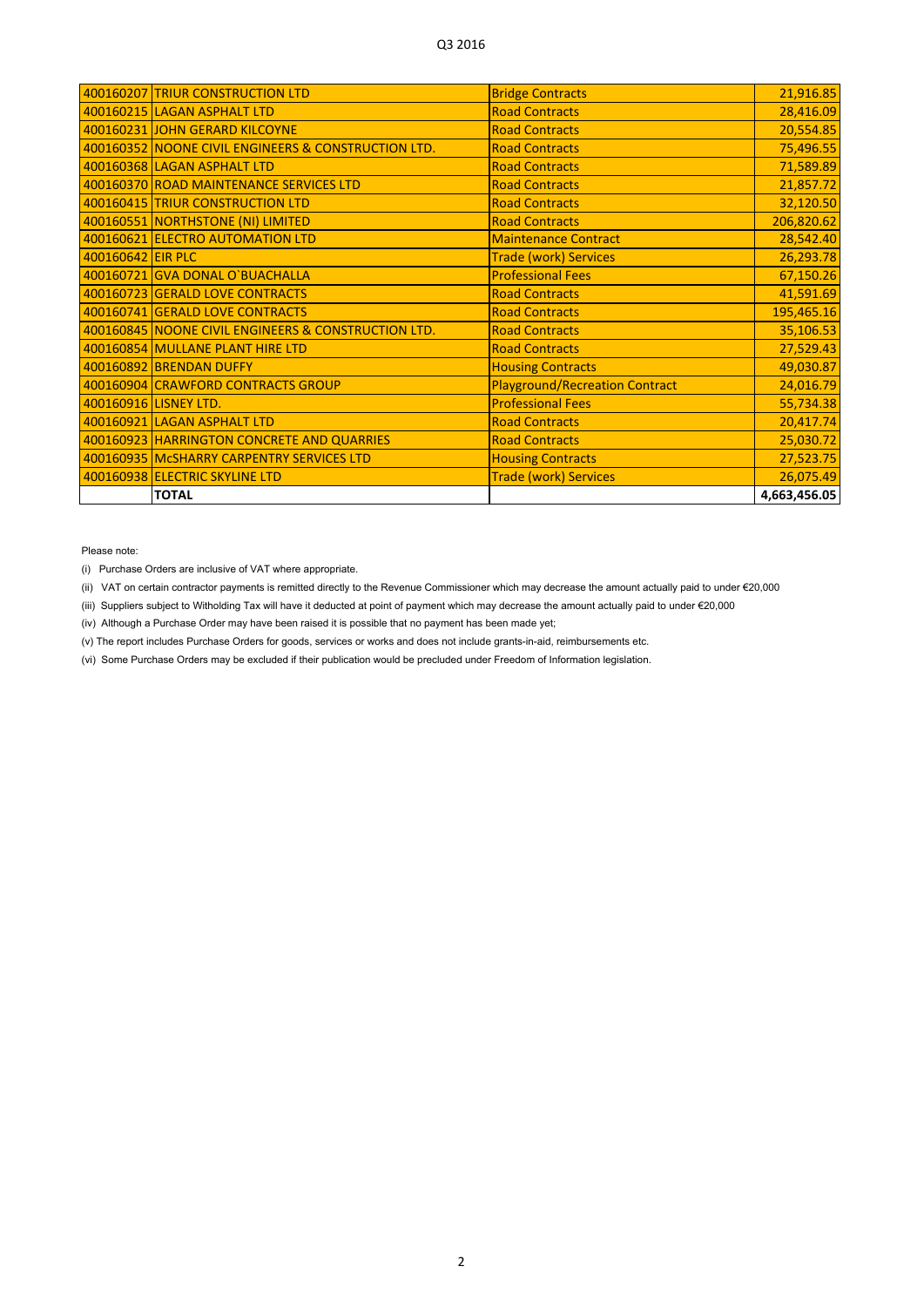Q3 2016

| | | | |
|---|---|---|---|
| 400160207 | TRIUR CONSTRUCTION LTD | Bridge Contracts | 21,916.85 |
| 400160215 | LAGAN ASPHALT LTD | Road Contracts | 28,416.09 |
| 400160231 | JOHN GERARD KILCOYNE | Road Contracts | 20,554.85 |
| 400160352 | NOONE CIVIL ENGINEERS & CONSTRUCTION LTD. | Road Contracts | 75,496.55 |
| 400160368 | LAGAN ASPHALT LTD | Road Contracts | 71,589.89 |
| 400160370 | ROAD MAINTENANCE SERVICES LTD | Road Contracts | 21,857.72 |
| 400160415 | TRIUR CONSTRUCTION LTD | Road Contracts | 32,120.50 |
| 400160551 | NORTHSTONE (NI) LIMITED | Road Contracts | 206,820.62 |
| 400160621 | ELECTRO AUTOMATION LTD | Maintenance Contract | 28,542.40 |
| 400160642 | EIR PLC | Trade (work) Services | 26,293.78 |
| 400160721 | GVA DONAL O`BUACHALLA | Professional Fees | 67,150.26 |
| 400160723 | GERALD LOVE CONTRACTS | Road Contracts | 41,591.69 |
| 400160741 | GERALD LOVE CONTRACTS | Road Contracts | 195,465.16 |
| 400160845 | NOONE CIVIL ENGINEERS & CONSTRUCTION LTD. | Road Contracts | 35,106.53 |
| 400160854 | MULLANE PLANT HIRE LTD | Road Contracts | 27,529.43 |
| 400160892 | BRENDAN DUFFY | Housing Contracts | 49,030.87 |
| 400160904 | CRAWFORD CONTRACTS GROUP | Playground/Recreation Contract | 24,016.79 |
| 400160916 | LISNEY LTD. | Professional Fees | 55,734.38 |
| 400160921 | LAGAN ASPHALT LTD | Road Contracts | 20,417.74 |
| 400160923 | HARRINGTON CONCRETE AND QUARRIES | Road Contracts | 25,030.72 |
| 400160935 | McSHARRY CARPENTRY SERVICES LTD | Housing Contracts | 27,523.75 |
| 400160938 | ELECTRIC SKYLINE LTD | Trade (work) Services | 26,075.49 |
| | **TOTAL** | | **4,663,456.05** |

Please note:

(i) Purchase Orders are inclusive of VAT where appropriate.

(ii) VAT on certain contractor payments is remitted directly to the Revenue Commissioner which may decrease the amount actually paid to under €20,000

(iii) Suppliers subject to Witholding Tax will have it deducted at point of payment which may decrease the amount actually paid to under €20,000

(iv) Although a Purchase Order may have been raised it is possible that no payment has been made yet;

(v) The report includes Purchase Orders for goods, services or works and does not include grants-in-aid, reimbursements etc.

(vi) Some Purchase Orders may be excluded if their publication would be precluded under Freedom of Information legislation.